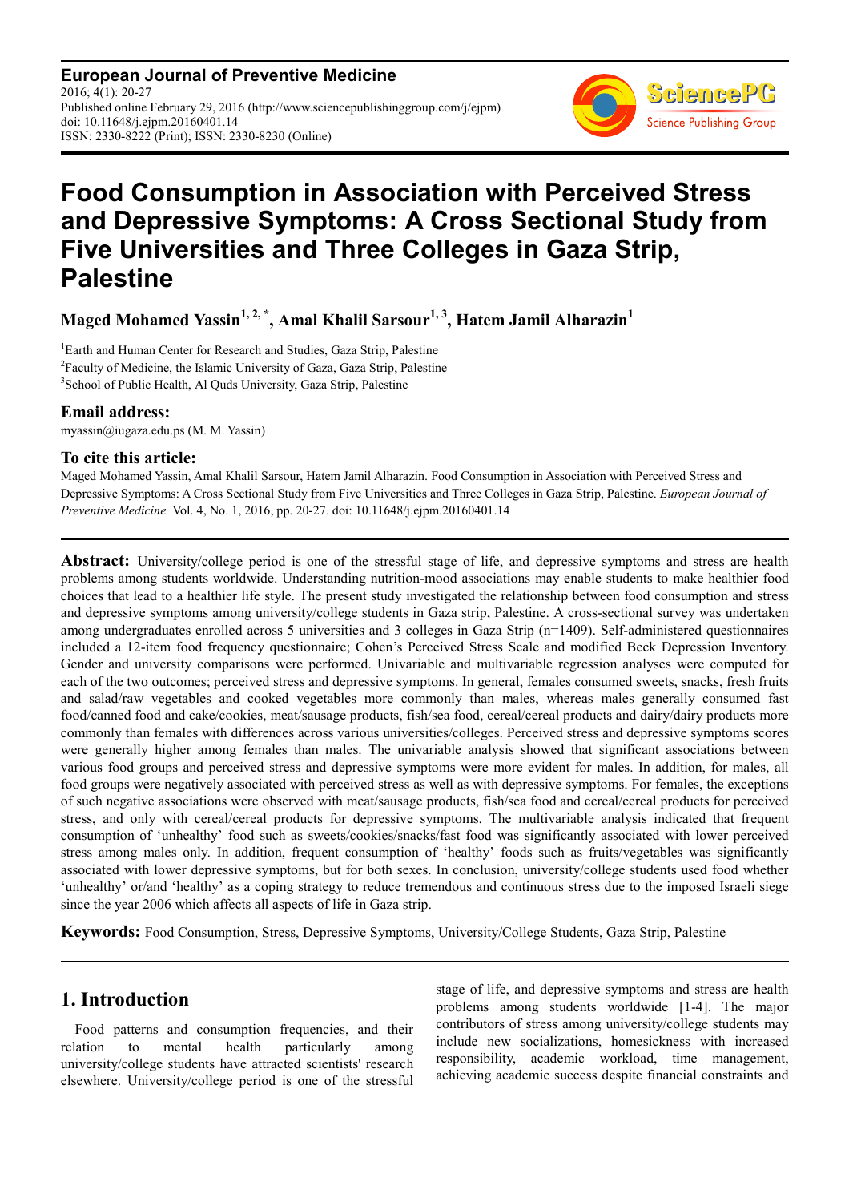**European Journal of Preventive Medicine**
2016; 4(1): 20-27
Published online February 29, 2016 (http://www.sciencepublishinggroup.com/j/ejpm)
doi: 10.11648/j.ejpm.20160401.14
ISSN: 2330-8222 (Print); ISSN: 2330-8230 (Online)

# Food Consumption in Association with Perceived Stress and Depressive Symptoms: A Cross Sectional Study from Five Universities and Three Colleges in Gaza Strip, Palestine

**Maged Mohamed Yassin[1, 2, *], Amal Khalil Sarsour[1, 3], Hatem Jamil Alharazin[1]**

[1]Earth and Human Center for Research and Studies, Gaza Strip, Palestine
[2]Faculty of Medicine, the Islamic University of Gaza, Gaza Strip, Palestine
[3]School of Public Health, Al Quds University, Gaza Strip, Palestine

### Email address:
myassin@iugaza.edu.ps (M. M. Yassin)

### To cite this article:
Maged Mohamed Yassin, Amal Khalil Sarsour, Hatem Jamil Alharazin. Food Consumption in Association with Perceived Stress and Depressive Symptoms: A Cross Sectional Study from Five Universities and Three Colleges in Gaza Strip, Palestine. *European Journal of Preventive Medicine.* Vol. 4, No. 1, 2016, pp. 20-27. doi: 10.11648/j.ejpm.20160401.14

**Abstract:** University/college period is one of the stressful stage of life, and depressive symptoms and stress are health problems among students worldwide. Understanding nutrition-mood associations may enable students to make healthier food choices that lead to a healthier life style. The present study investigated the relationship between food consumption and stress and depressive symptoms among university/college students in Gaza strip, Palestine. A cross-sectional survey was undertaken among undergraduates enrolled across 5 universities and 3 colleges in Gaza Strip (n=1409). Self-administered questionnaires included a 12-item food frequency questionnaire; Cohen's Perceived Stress Scale and modified Beck Depression Inventory. Gender and university comparisons were performed. Univariable and multivariable regression analyses were computed for each of the two outcomes; perceived stress and depressive symptoms. In general, females consumed sweets, snacks, fresh fruits and salad/raw vegetables and cooked vegetables more commonly than males, whereas males generally consumed fast food/canned food and cake/cookies, meat/sausage products, fish/sea food, cereal/cereal products and dairy/dairy products more commonly than females with differences across various universities/colleges. Perceived stress and depressive symptoms scores were generally higher among females than males. The univariable analysis showed that significant associations between various food groups and perceived stress and depressive symptoms were more evident for males. In addition, for males, all food groups were negatively associated with perceived stress as well as with depressive symptoms. For females, the exceptions of such negative associations were observed with meat/sausage products, fish/sea food and cereal/cereal products for perceived stress, and only with cereal/cereal products for depressive symptoms. The multivariable analysis indicated that frequent consumption of 'unhealthy' food such as sweets/cookies/snacks/fast food was significantly associated with lower perceived stress among males only. In addition, frequent consumption of 'healthy' foods such as fruits/vegetables was significantly associated with lower depressive symptoms, but for both sexes. In conclusion, university/college students used food whether 'unhealthy' or/and 'healthy' as a coping strategy to reduce tremendous and continuous stress due to the imposed Israeli siege since the year 2006 which affects all aspects of life in Gaza strip.

**Keywords:** Food Consumption, Stress, Depressive Symptoms, University/College Students, Gaza Strip, Palestine

## 1. Introduction

Food patterns and consumption frequencies, and their relation to mental health particularly among university/college students have attracted scientists' research elsewhere. University/college period is one of the stressful stage of life, and depressive symptoms and stress are health problems among students worldwide [1-4]. The major contributors of stress among university/college students may include new socializations, homesickness with increased responsibility, academic workload, time management, achieving academic success despite financial constraints and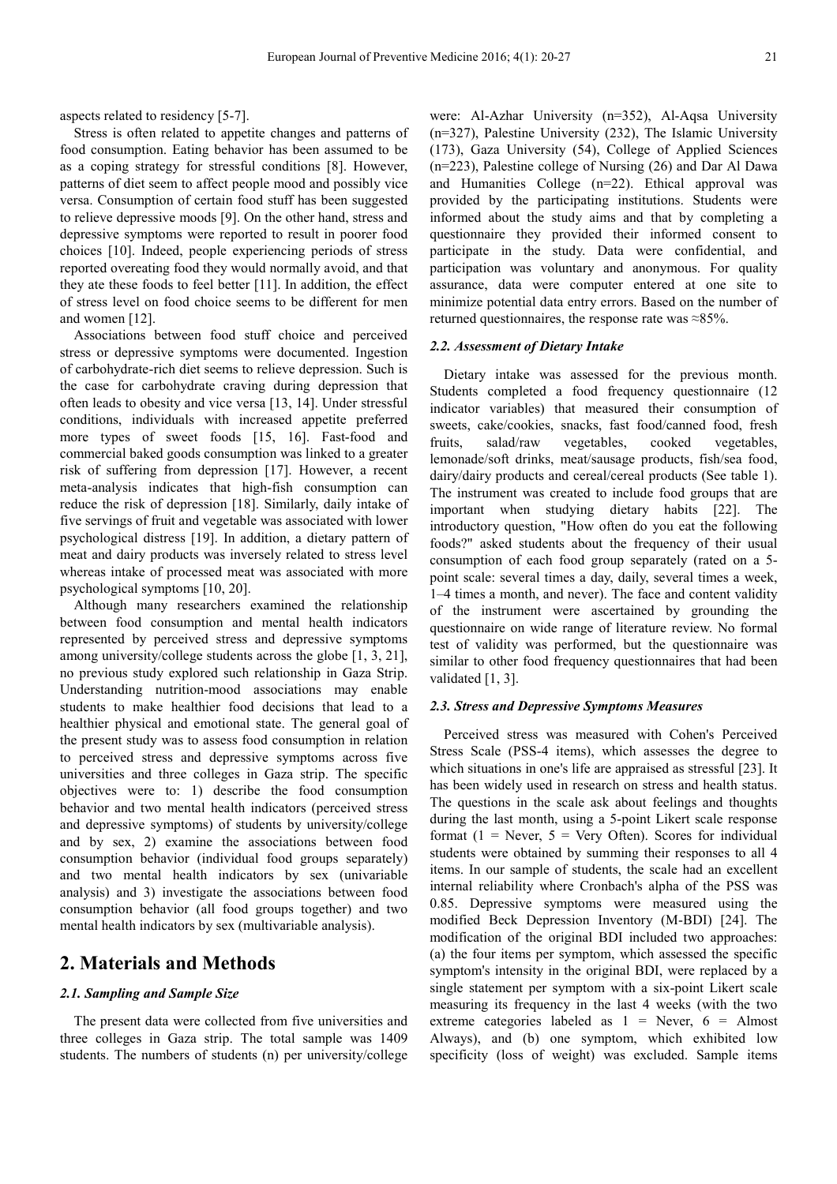aspects related to residency [5-7].

Stress is often related to appetite changes and patterns of food consumption. Eating behavior has been assumed to be as a coping strategy for stressful conditions [8]. However, patterns of diet seem to affect people mood and possibly vice versa. Consumption of certain food stuff has been suggested to relieve depressive moods [9]. On the other hand, stress and depressive symptoms were reported to result in poorer food choices [10]. Indeed, people experiencing periods of stress reported overeating food they would normally avoid, and that they ate these foods to feel better [11]. In addition, the effect of stress level on food choice seems to be different for men and women [12].

Associations between food stuff choice and perceived stress or depressive symptoms were documented. Ingestion of carbohydrate-rich diet seems to relieve depression. Such is the case for carbohydrate craving during depression that often leads to obesity and vice versa [13, 14]. Under stressful conditions, individuals with increased appetite preferred more types of sweet foods [15, 16]. Fast-food and commercial baked goods consumption was linked to a greater risk of suffering from depression [17]. However, a recent meta-analysis indicates that high-fish consumption can reduce the risk of depression [18]. Similarly, daily intake of five servings of fruit and vegetable was associated with lower psychological distress [19]. In addition, a dietary pattern of meat and dairy products was inversely related to stress level whereas intake of processed meat was associated with more psychological symptoms [10, 20].

Although many researchers examined the relationship between food consumption and mental health indicators represented by perceived stress and depressive symptoms among university/college students across the globe [1, 3, 21], no previous study explored such relationship in Gaza Strip. Understanding nutrition-mood associations may enable students to make healthier food decisions that lead to a healthier physical and emotional state. The general goal of the present study was to assess food consumption in relation to perceived stress and depressive symptoms across five universities and three colleges in Gaza strip. The specific objectives were to: 1) describe the food consumption behavior and two mental health indicators (perceived stress and depressive symptoms) of students by university/college and by sex, 2) examine the associations between food consumption behavior (individual food groups separately) and two mental health indicators by sex (univariable analysis) and 3) investigate the associations between food consumption behavior (all food groups together) and two mental health indicators by sex (multivariable analysis).

## 2. Materials and Methods

### 2.1. Sampling and Sample Size

The present data were collected from five universities and three colleges in Gaza strip. The total sample was 1409 students. The numbers of students (n) per university/college were: Al-Azhar University (n=352), Al-Aqsa University (n=327), Palestine University (232), The Islamic University (173), Gaza University (54), College of Applied Sciences (n=223), Palestine college of Nursing (26) and Dar Al Dawa and Humanities College (n=22). Ethical approval was provided by the participating institutions. Students were informed about the study aims and that by completing a questionnaire they provided their informed consent to participate in the study. Data were confidential, and participation was voluntary and anonymous. For quality assurance, data were computer entered at one site to minimize potential data entry errors. Based on the number of returned questionnaires, the response rate was ≈85%.

### 2.2. Assessment of Dietary Intake

Dietary intake was assessed for the previous month. Students completed a food frequency questionnaire (12 indicator variables) that measured their consumption of sweets, cake/cookies, snacks, fast food/canned food, fresh fruits, salad/raw vegetables, cooked vegetables, lemonade/soft drinks, meat/sausage products, fish/sea food, dairy/dairy products and cereal/cereal products (See table 1). The instrument was created to include food groups that are important when studying dietary habits [22]. The introductory question, "How often do you eat the following foods?" asked students about the frequency of their usual consumption of each food group separately (rated on a 5-point scale: several times a day, daily, several times a week, 1–4 times a month, and never). The face and content validity of the instrument were ascertained by grounding the questionnaire on wide range of literature review. No formal test of validity was performed, but the questionnaire was similar to other food frequency questionnaires that had been validated [1, 3].

### 2.3. Stress and Depressive Symptoms Measures

Perceived stress was measured with Cohen's Perceived Stress Scale (PSS-4 items), which assesses the degree to which situations in one's life are appraised as stressful [23]. It has been widely used in research on stress and health status. The questions in the scale ask about feelings and thoughts during the last month, using a 5-point Likert scale response format (1 = Never, 5 = Very Often). Scores for individual students were obtained by summing their responses to all 4 items. In our sample of students, the scale had an excellent internal reliability where Cronbach's alpha of the PSS was 0.85. Depressive symptoms were measured using the modified Beck Depression Inventory (M-BDI) [24]. The modification of the original BDI included two approaches: (a) the four items per symptom, which assessed the specific symptom's intensity in the original BDI, were replaced by a single statement per symptom with a six-point Likert scale measuring its frequency in the last 4 weeks (with the two extreme categories labeled as 1 = Never, 6 = Almost Always), and (b) one symptom, which exhibited low specificity (loss of weight) was excluded. Sample items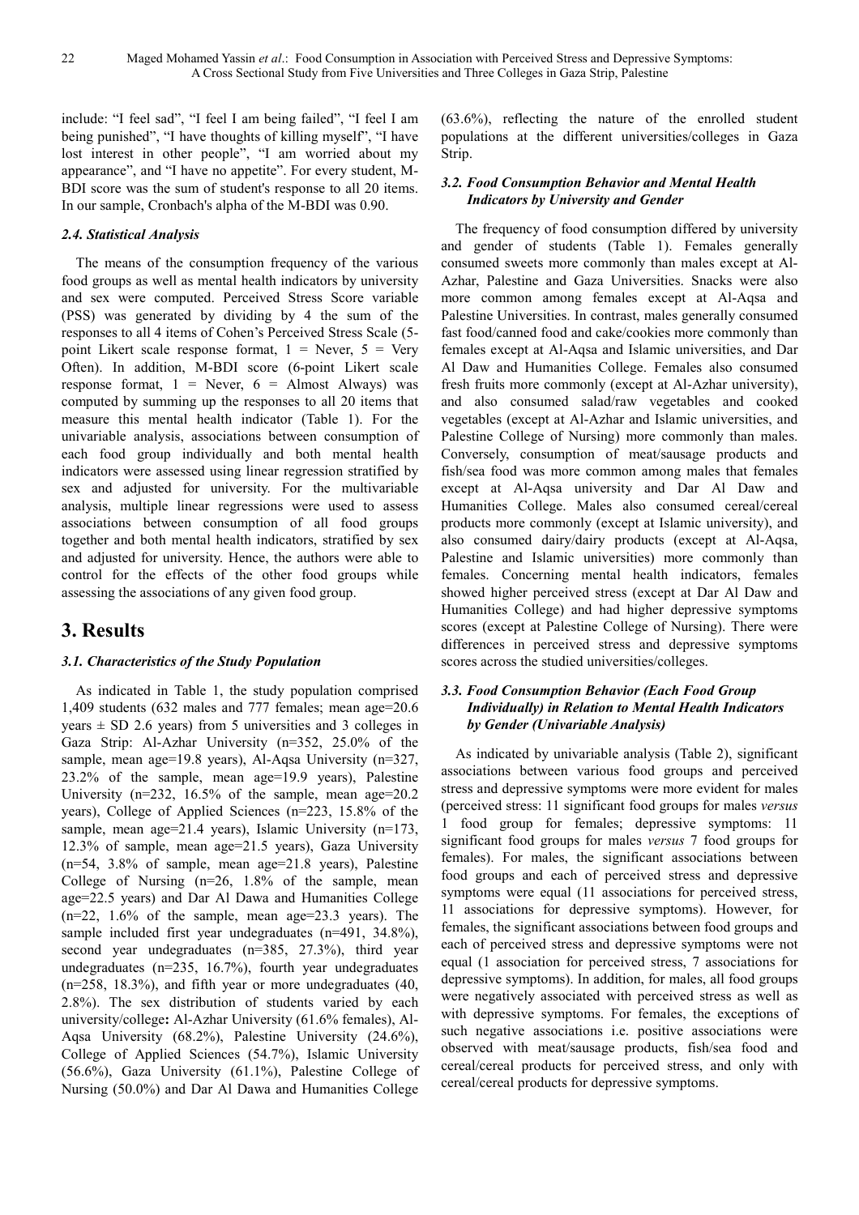include: "I feel sad", "I feel I am being failed", "I feel I am being punished", "I have thoughts of killing myself", "I have lost interest in other people", "I am worried about my appearance", and "I have no appetite". For every student, M-BDI score was the sum of student's response to all 20 items. In our sample, Cronbach's alpha of the M-BDI was 0.90.

### 2.4. Statistical Analysis

The means of the consumption frequency of the various food groups as well as mental health indicators by university and sex were computed. Perceived Stress Score variable (PSS) was generated by dividing by 4 the sum of the responses to all 4 items of Cohen's Perceived Stress Scale (5-point Likert scale response format, 1 = Never, 5 = Very Often). In addition, M-BDI score (6-point Likert scale response format, 1 = Never, 6 = Almost Always) was computed by summing up the responses to all 20 items that measure this mental health indicator (Table 1). For the univariable analysis, associations between consumption of each food group individually and both mental health indicators were assessed using linear regression stratified by sex and adjusted for university. For the multivariable analysis, multiple linear regressions were used to assess associations between consumption of all food groups together and both mental health indicators, stratified by sex and adjusted for university. Hence, the authors were able to control for the effects of the other food groups while assessing the associations of any given food group.

## 3. Results

### 3.1. Characteristics of the Study Population

As indicated in Table 1, the study population comprised 1,409 students (632 males and 777 females; mean age=20.6 years ± SD 2.6 years) from 5 universities and 3 colleges in Gaza Strip: Al-Azhar University (n=352, 25.0% of the sample, mean age=19.8 years), Al-Aqsa University (n=327, 23.2% of the sample, mean age=19.9 years), Palestine University (n=232, 16.5% of the sample, mean age=20.2 years), College of Applied Sciences (n=223, 15.8% of the sample, mean age=21.4 years), Islamic University (n=173, 12.3% of sample, mean age=21.5 years), Gaza University (n=54, 3.8% of sample, mean age=21.8 years), Palestine College of Nursing (n=26, 1.8% of the sample, mean age=22.5 years) and Dar Al Dawa and Humanities College (n=22, 1.6% of the sample, mean age=23.3 years). The sample included first year undergraduates (n=491, 34.8%), second year undergraduates (n=385, 27.3%), third year undergraduates (n=235, 16.7%), fourth year undergraduates (n=258, 18.3%), and fifth year or more undergraduates (40, 2.8%). The sex distribution of students varied by each university/college**:** Al-Azhar University (61.6% females), Al-Aqsa University (68.2%), Palestine University (24.6%), College of Applied Sciences (54.7%), Islamic University (56.6%), Gaza University (61.1%), Palestine College of Nursing (50.0%) and Dar Al Dawa and Humanities College (63.6%), reflecting the nature of the enrolled student populations at the different universities/colleges in Gaza Strip.

### 3.2. Food Consumption Behavior and Mental Health Indicators by University and Gender

The frequency of food consumption differed by university and gender of students (Table 1). Females generally consumed sweets more commonly than males except at Al-Azhar, Palestine and Gaza Universities. Snacks were also more common among females except at Al-Aqsa and Palestine Universities. In contrast, males generally consumed fast food/canned food and cake/cookies more commonly than females except at Al-Aqsa and Islamic universities, and Dar Al Daw and Humanities College. Females also consumed fresh fruits more commonly (except at Al-Azhar university), and also consumed salad/raw vegetables and cooked vegetables (except at Al-Azhar and Islamic universities, and Palestine College of Nursing) more commonly than males. Conversely, consumption of meat/sausage products and fish/sea food was more common among males that females except at Al-Aqsa university and Dar Al Daw and Humanities College. Males also consumed cereal/cereal products more commonly (except at Islamic university), and also consumed dairy/dairy products (except at Al-Aqsa, Palestine and Islamic universities) more commonly than females. Concerning mental health indicators, females showed higher perceived stress (except at Dar Al Daw and Humanities College) and had higher depressive symptoms scores (except at Palestine College of Nursing). There were differences in perceived stress and depressive symptoms scores across the studied universities/colleges.

### 3.3. Food Consumption Behavior (Each Food Group Individually) in Relation to Mental Health Indicators by Gender (Univariable Analysis)

As indicated by univariable analysis (Table 2), significant associations between various food groups and perceived stress and depressive symptoms were more evident for males (perceived stress: 11 significant food groups for males *versus* 1 food group for females; depressive symptoms: 11 significant food groups for males *versus* 7 food groups for females). For males, the significant associations between food groups and each of perceived stress and depressive symptoms were equal (11 associations for perceived stress, 11 associations for depressive symptoms). However, for females, the significant associations between food groups and each of perceived stress and depressive symptoms were not equal (1 association for perceived stress, 7 associations for depressive symptoms). In addition, for males, all food groups were negatively associated with perceived stress as well as with depressive symptoms. For females, the exceptions of such negative associations i.e. positive associations were observed with meat/sausage products, fish/sea food and cereal/cereal products for perceived stress, and only with cereal/cereal products for depressive symptoms.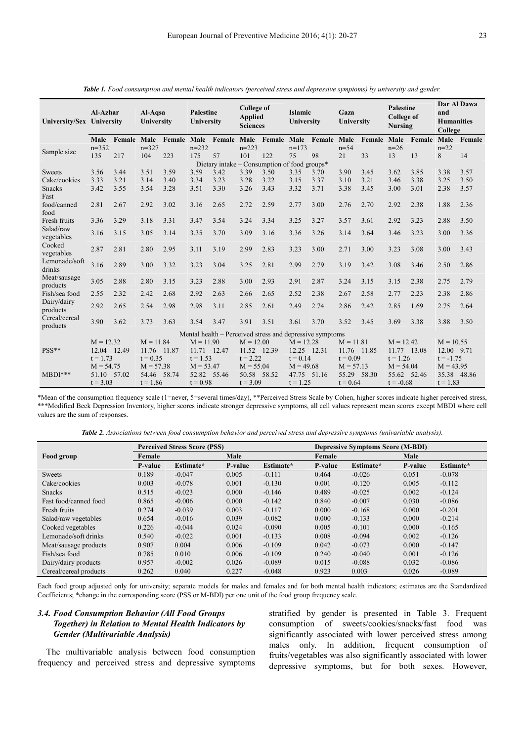*Table 1. Food consumption and mental health indicators (perceived stress and depressive symptoms) by university and gender.*

| University/Sex | Al-Azhar University | | Al-Aqsa University | | Palestine University | | College of Applied Sciences | | Islamic University | | Gaza University | | Palestine College of Nursing | | Dar Al Dawa and Humanities College | |
|---|---|---|---|---|---|---|---|---|---|---|---|---|---|---|---|---|
| | Male | Female | Male | Female | Male | Female | Male | Female | Male | Female | Male | Female | Male | Female | Male | Female |
| Sample size | n=352 | | n=327 | | n=232 | | n=223 | | n=173 | | n=54 | | n=26 | | n=22 | |
| | 135 | 217 | 104 | 223 | 175 | 57 | 101 | 122 | 75 | 98 | 21 | 33 | 13 | 13 | 8 | 14 |
| Dietary intake – Consumption of food groups* | | | | | | | | | | | | | | | | |
| Sweets | 3.56 | 3.44 | 3.51 | 3.59 | 3.59 | 3.42 | 3.39 | 3.50 | 3.35 | 3.70 | 3.90 | 3.45 | 3.62 | 3.85 | 3.38 | 3.57 |
| Cake/cookies | 3.33 | 3.21 | 3.14 | 3.40 | 3.34 | 3.23 | 3.28 | 3.22 | 3.15 | 3.37 | 3.10 | 3.21 | 3.46 | 3.38 | 3.25 | 3.50 |
| Snacks | 3.42 | 3.55 | 3.54 | 3.28 | 3.51 | 3.30 | 3.26 | 3.43 | 3.32 | 3.71 | 3.38 | 3.45 | 3.00 | 3.01 | 2.38 | 3.57 |
| Fast food/canned food | 2.81 | 2.67 | 2.92 | 3.02 | 3.16 | 2.65 | 2.72 | 2.59 | 2.77 | 3.00 | 2.76 | 2.70 | 2.92 | 2.38 | 1.88 | 2.36 |
| Fresh fruits | 3.36 | 3.29 | 3.18 | 3.31 | 3.47 | 3.54 | 3.24 | 3.34 | 3.25 | 3.27 | 3.57 | 3.61 | 2.92 | 3.23 | 2.88 | 3.50 |
| Salad/raw vegetables | 3.16 | 3.15 | 3.05 | 3.14 | 3.35 | 3.70 | 3.09 | 3.16 | 3.36 | 3.26 | 3.14 | 3.64 | 3.46 | 3.23 | 3.00 | 3.36 |
| Cooked vegetables | 2.87 | 2.81 | 2.80 | 2.95 | 3.11 | 3.19 | 2.99 | 2.83 | 3.23 | 3.00 | 2.71 | 3.00 | 3.23 | 3.08 | 3.00 | 3.43 |
| Lemonade/soft drinks | 3.16 | 2.89 | 3.00 | 3.32 | 3.23 | 3.04 | 3.25 | 2.81 | 2.99 | 2.79 | 3.19 | 3.42 | 3.08 | 3.46 | 2.50 | 2.86 |
| Meat/sausage products | 3.05 | 2.88 | 2.80 | 3.15 | 3.23 | 2.88 | 3.00 | 2.93 | 2.91 | 2.87 | 3.24 | 3.15 | 3.15 | 2.38 | 2.75 | 2.79 |
| Fish/sea food | 2.55 | 2.32 | 2.42 | 2.68 | 2.92 | 2.63 | 2.66 | 2.65 | 2.52 | 2.38 | 2.67 | 2.58 | 2.77 | 2.23 | 2.38 | 2.86 |
| Dairy/dairy products | 2.92 | 2.65 | 2.54 | 2.98 | 2.98 | 3.11 | 2.85 | 2.61 | 2.49 | 2.74 | 2.86 | 2.42 | 2.85 | 1.69 | 2.75 | 2.64 |
| Cereal/cereal products | 3.90 | 3.62 | 3.73 | 3.63 | 3.54 | 3.47 | 3.91 | 3.51 | 3.61 | 3.70 | 3.52 | 3.45 | 3.69 | 3.38 | 3.88 | 3.50 |
| Mental health – Perceived stress and depressive symptoms | | | | | | | | | | | | | | | | |
| PSS** | M = 12.32 | | M = 11.84 | | M = 11.90 | | M = 12.00 | | M = 12.28 | | M = 11.81 | | M = 12.42 | | M = 10.55 | |
| | 12.04 | 12.49 | 11.76 | 11.87 | 11.71 | 12.47 | 11.52 | 12.39 | 12.25 | 12.31 | 11.76 | 11.85 | 11.77 | 13.08 | 12.00 | 9.71 |
| | t = 1.73 | | t = 0.35 | | t = 1.53 | | t = 2.22 | | t = 0.14 | | t = 0.09 | | t = 1.26 | | t = -1.75 | |
| MBDI*** | M = 54.75 | | M = 57.38 | | M = 53.47 | | M = 55.04 | | M = 49.68 | | M = 57.13 | | M = 54.04 | | M = 43.95 | |
| | 51.10 | 57.02 | 54.46 | 58.74 | 52.82 | 55.46 | 50.58 | 58.52 | 47.75 | 51.16 | 55.29 | 58.30 | 55.62 | 52.46 | 35.38 | 48.86 |
| | t = 3.03 | | t = 1.86 | | t = 0.98 | | t = 3.09 | | t = 1.25 | | t = 0.64 | | t = -0.68 | | t = 1.83 | |

*Mean of the consumption frequency scale (1=never, 5=several times/day), **Perceived Stress Scale by Cohen, higher scores indicate higher perceived stress, ***Modified Beck Depression Inventory, higher scores indicate stronger depressive symptoms, all cell values represent mean scores except MBDI where cell values are the sum of responses.

*Table 2. Associations between food consumption behavior and perceived stress and depressive symptoms (univariable analysis).*

| Food group | Perceived Stress Score (PSS) | | | | Depressive Symptoms Score (M-BDI) | | | |
|---|---|---|---|---|---|---|---|---|
| | Female | | Male | | Female | | Male | |
| | P-value | Estimate* | P-value | Estimate* | P-value | Estimate* | P-value | Estimate* |
| Sweets | 0.189 | -0.047 | 0.005 | -0.111 | 0.464 | -0.026 | 0.051 | -0.078 |
| Cake/cookies | 0.003 | -0.078 | 0.001 | -0.130 | 0.001 | -0.120 | 0.005 | -0.112 |
| Snacks | 0.515 | -0.023 | 0.000 | -0.146 | 0.489 | -0.025 | 0.002 | -0.124 |
| Fast food/canned food | 0.865 | -0.006 | 0.000 | -0.142 | 0.840 | -0.007 | 0.030 | -0.086 |
| Fresh fruits | 0.274 | -0.039 | 0.003 | -0.117 | 0.000 | -0.168 | 0.000 | -0.201 |
| Salad/raw vegetables | 0.654 | -0.016 | 0.039 | -0.082 | 0.000 | -0.133 | 0.000 | -0.214 |
| Cooked vegetables | 0.226 | -0.044 | 0.024 | -0.090 | 0.005 | -0.101 | 0.000 | -0.165 |
| Lemonade/soft drinks | 0.540 | -0.022 | 0.001 | -0.133 | 0.008 | -0.094 | 0.002 | -0.126 |
| Meat/sausage products | 0.907 | 0.004 | 0.006 | -0.109 | 0.042 | -0.073 | 0.000 | -0.147 |
| Fish/sea food | 0.785 | 0.010 | 0.006 | -0.109 | 0.240 | -0.040 | 0.001 | -0.126 |
| Dairy/dairy products | 0.957 | -0.002 | 0.026 | -0.089 | 0.015 | -0.088 | 0.032 | -0.086 |
| Cereal/cereal products | 0.262 | 0.040 | 0.227 | -0.048 | 0.923 | 0.003 | 0.026 | -0.089 |

Each food group adjusted only for university; separate models for males and females and for both mental health indicators; estimates are the Standardized Coefficients; *change in the corresponding score (PSS or M-BDI) per one unit of the food group frequency scale.

### 3.4. Food Consumption Behavior (All Food Groups Together) in Relation to Mental Health Indicators by Gender (Multivariable Analysis)

The multivariable analysis between food consumption frequency and perceived stress and depressive symptoms stratified by gender is presented in Table 3. Frequent consumption of sweets/cookies/snacks/fast food was significantly associated with lower perceived stress among males only. In addition, frequent consumption of fruits/vegetables was also significantly associated with lower depressive symptoms, but for both sexes. However,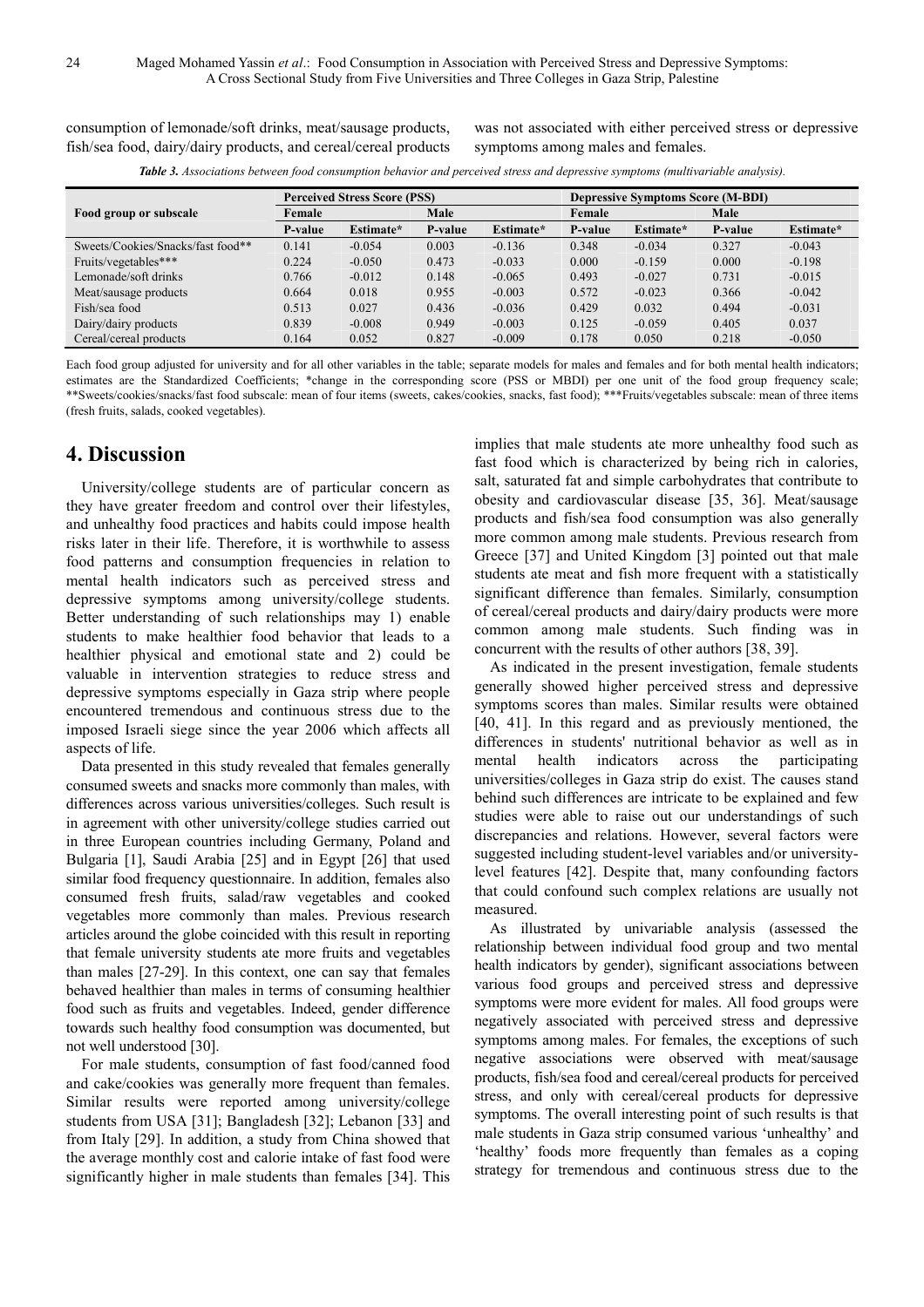consumption of lemonade/soft drinks, meat/sausage products, fish/sea food, dairy/dairy products, and cereal/cereal products was not associated with either perceived stress or depressive symptoms among males and females.

*Table 3. Associations between food consumption behavior and perceived stress and depressive symptoms (multivariable analysis).*

| Food group or subscale | Perceived Stress Score (PSS) | | | | Depressive Symptoms Score (M-BDI) | | | |
|---|---|---|---|---|---|---|---|---|
| | Female | | Male | | Female | | Male | |
| | P-value | Estimate* | P-value | Estimate* | P-value | Estimate* | P-value | Estimate* |
| Sweets/Cookies/Snacks/fast food** | 0.141 | -0.054 | 0.003 | -0.136 | 0.348 | -0.034 | 0.327 | -0.043 |
| Fruits/vegetables*** | 0.224 | -0.050 | 0.473 | -0.033 | 0.000 | -0.159 | 0.000 | -0.198 |
| Lemonade/soft drinks | 0.766 | -0.012 | 0.148 | -0.065 | 0.493 | -0.027 | 0.731 | -0.015 |
| Meat/sausage products | 0.664 | 0.018 | 0.955 | -0.003 | 0.572 | -0.023 | 0.366 | -0.042 |
| Fish/sea food | 0.513 | 0.027 | 0.436 | -0.036 | 0.429 | 0.032 | 0.494 | -0.031 |
| Dairy/dairy products | 0.839 | -0.008 | 0.949 | -0.003 | 0.125 | -0.059 | 0.405 | 0.037 |
| Cereal/cereal products | 0.164 | 0.052 | 0.827 | -0.009 | 0.178 | 0.050 | 0.218 | -0.050 |

Each food group adjusted for university and for all other variables in the table; separate models for males and females and for both mental health indicators; estimates are the Standardized Coefficients; *change in the corresponding score (PSS or MBDI) per one unit of the food group frequency scale; **Sweets/cookies/snacks/fast food subscale: mean of four items (sweets, cakes/cookies, snacks, fast food); ***Fruits/vegetables subscale: mean of three items (fresh fruits, salads, cooked vegetables).

# 4. Discussion

University/college students are of particular concern as they have greater freedom and control over their lifestyles, and unhealthy food practices and habits could impose health risks later in their life. Therefore, it is worthwhile to assess food patterns and consumption frequencies in relation to mental health indicators such as perceived stress and depressive symptoms among university/college students. Better understanding of such relationships may 1) enable students to make healthier food behavior that leads to a healthier physical and emotional state and 2) could be valuable in intervention strategies to reduce stress and depressive symptoms especially in Gaza strip where people encountered tremendous and continuous stress due to the imposed Israeli siege since the year 2006 which affects all aspects of life.

Data presented in this study revealed that females generally consumed sweets and snacks more commonly than males, with differences across various universities/colleges. Such result is in agreement with other university/college studies carried out in three European countries including Germany, Poland and Bulgaria [1], Saudi Arabia [25] and in Egypt [26] that used similar food frequency questionnaire. In addition, females also consumed fresh fruits, salad/raw vegetables and cooked vegetables more commonly than males. Previous research articles around the globe coincided with this result in reporting that female university students ate more fruits and vegetables than males [27-29]. In this context, one can say that females behaved healthier than males in terms of consuming healthier food such as fruits and vegetables. Indeed, gender difference towards such healthy food consumption was documented, but not well understood [30].

For male students, consumption of fast food/canned food and cake/cookies was generally more frequent than females. Similar results were reported among university/college students from USA [31]; Bangladesh [32]; Lebanon [33] and from Italy [29]. In addition, a study from China showed that the average monthly cost and calorie intake of fast food were significantly higher in male students than females [34]. This implies that male students ate more unhealthy food such as fast food which is characterized by being rich in calories, salt, saturated fat and simple carbohydrates that contribute to obesity and cardiovascular disease [35, 36]. Meat/sausage products and fish/sea food consumption was also generally more common among male students. Previous research from Greece [37] and United Kingdom [3] pointed out that male students ate meat and fish more frequent with a statistically significant difference than females. Similarly, consumption of cereal/cereal products and dairy/dairy products were more common among male students. Such finding was in concurrent with the results of other authors [38, 39].

As indicated in the present investigation, female students generally showed higher perceived stress and depressive symptoms scores than males. Similar results were obtained [40, 41]. In this regard and as previously mentioned, the differences in students' nutritional behavior as well as in mental health indicators across the participating universities/colleges in Gaza strip do exist. The causes stand behind such differences are intricate to be explained and few studies were able to raise out our understandings of such discrepancies and relations. However, several factors were suggested including student-level variables and/or university-level features [42]. Despite that, many confounding factors that could confound such complex relations are usually not measured.

As illustrated by univariable analysis (assessed the relationship between individual food group and two mental health indicators by gender), significant associations between various food groups and perceived stress and depressive symptoms were more evident for males. All food groups were negatively associated with perceived stress and depressive symptoms among males. For females, the exceptions of such negative associations were observed with meat/sausage products, fish/sea food and cereal/cereal products for perceived stress, and only with cereal/cereal products for depressive symptoms. The overall interesting point of such results is that male students in Gaza strip consumed various 'unhealthy' and 'healthy' foods more frequently than females as a coping strategy for tremendous and continuous stress due to the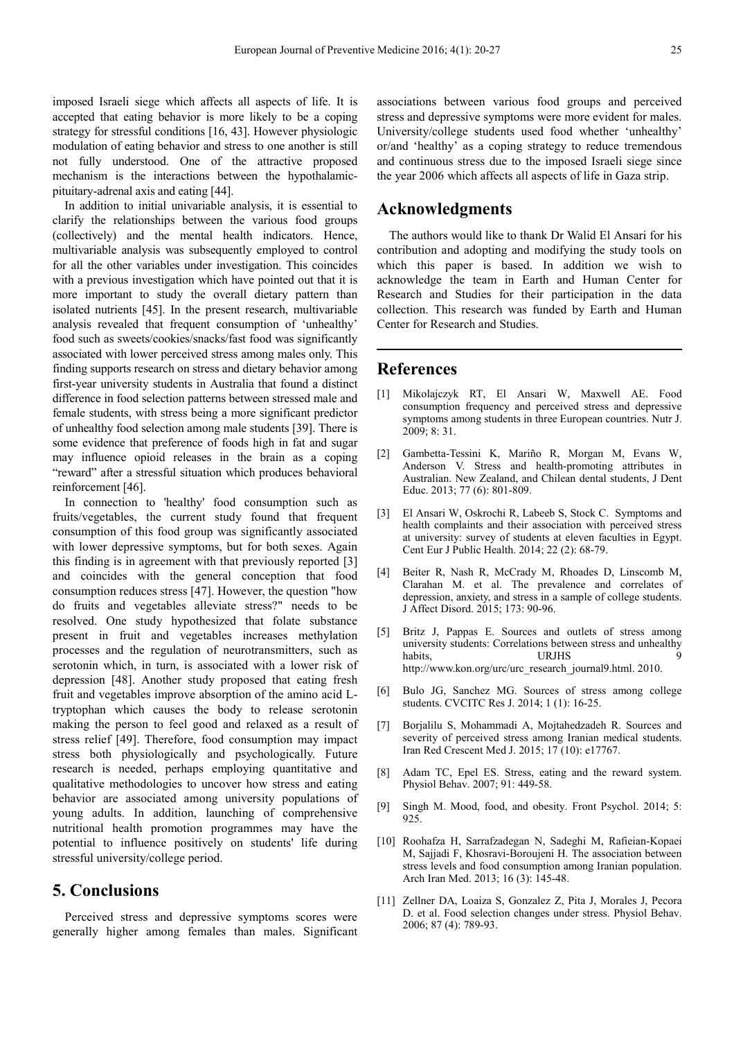imposed Israeli siege which affects all aspects of life. It is accepted that eating behavior is more likely to be a coping strategy for stressful conditions [16, 43]. However physiologic modulation of eating behavior and stress to one another is still not fully understood. One of the attractive proposed mechanism is the interactions between the hypothalamic-pituitary-adrenal axis and eating [44].

In addition to initial univariable analysis, it is essential to clarify the relationships between the various food groups (collectively) and the mental health indicators. Hence, multivariable analysis was subsequently employed to control for all the other variables under investigation. This coincides with a previous investigation which have pointed out that it is more important to study the overall dietary pattern than isolated nutrients [45]. In the present research, multivariable analysis revealed that frequent consumption of 'unhealthy' food such as sweets/cookies/snacks/fast food was significantly associated with lower perceived stress among males only. This finding supports research on stress and dietary behavior among first-year university students in Australia that found a distinct difference in food selection patterns between stressed male and female students, with stress being a more significant predictor of unhealthy food selection among male students [39]. There is some evidence that preference of foods high in fat and sugar may influence opioid releases in the brain as a coping "reward" after a stressful situation which produces behavioral reinforcement [46].

In connection to 'healthy' food consumption such as fruits/vegetables, the current study found that frequent consumption of this food group was significantly associated with lower depressive symptoms, but for both sexes. Again this finding is in agreement with that previously reported [3] and coincides with the general conception that food consumption reduces stress [47]. However, the question "how do fruits and vegetables alleviate stress?" needs to be resolved. One study hypothesized that folate substance present in fruit and vegetables increases methylation processes and the regulation of neurotransmitters, such as serotonin which, in turn, is associated with a lower risk of depression [48]. Another study proposed that eating fresh fruit and vegetables improve absorption of the amino acid L-tryptophan which causes the body to release serotonin making the person to feel good and relaxed as a result of stress relief [49]. Therefore, food consumption may impact stress both physiologically and psychologically. Future research is needed, perhaps employing quantitative and qualitative methodologies to uncover how stress and eating behavior are associated among university populations of young adults. In addition, launching of comprehensive nutritional health promotion programmes may have the potential to influence positively on students' life during stressful university/college period.

## 5. Conclusions

Perceived stress and depressive symptoms scores were generally higher among females than males. Significant associations between various food groups and perceived stress and depressive symptoms were more evident for males. University/college students used food whether 'unhealthy' or/and 'healthy' as a coping strategy to reduce tremendous and continuous stress due to the imposed Israeli siege since the year 2006 which affects all aspects of life in Gaza strip.

## Acknowledgments

The authors would like to thank Dr Walid El Ansari for his contribution and adopting and modifying the study tools on which this paper is based. In addition we wish to acknowledge the team in Earth and Human Center for Research and Studies for their participation in the data collection. This research was funded by Earth and Human Center for Research and Studies.

## References

[1] Mikolajczyk RT, El Ansari W, Maxwell AE. Food consumption frequency and perceived stress and depressive symptoms among students in three European countries. Nutr J. 2009; 8: 31.

[2] Gambetta-Tessini K, Mariño R, Morgan M, Evans W, Anderson V. Stress and health-promoting attributes in Australian. New Zealand, and Chilean dental students, J Dent Educ. 2013; 77 (6): 801-809.

[3] El Ansari W, Oskrochi R, Labeeb S, Stock C. Symptoms and health complaints and their association with perceived stress at university: survey of students at eleven faculties in Egypt. Cent Eur J Public Health. 2014; 22 (2): 68-79.

[4] Beiter R, Nash R, McCrady M, Rhoades D, Linscomb M, Clarahan M. et al. The prevalence and correlates of depression, anxiety, and stress in a sample of college students. J Affect Disord. 2015; 173: 90-96.

[5] Britz J, Pappas E. Sources and outlets of stress among university students: Correlations between stress and unhealthy habits, URJHS 9 http://www.kon.org/urc/urc_research_journal9.html. 2010.

[6] Bulo JG, Sanchez MG. Sources of stress among college students. CVCITC Res J. 2014; 1 (1): 16-25.

[7] Borjalilu S, Mohammadi A, Mojtahedzadeh R. Sources and severity of perceived stress among Iranian medical students. Iran Red Crescent Med J. 2015; 17 (10): e17767.

[8] Adam TC, Epel ES. Stress, eating and the reward system. Physiol Behav. 2007; 91: 449-58.

[9] Singh M. Mood, food, and obesity. Front Psychol. 2014; 5: 925.

[10] Roohafza H, Sarrafzadegan N, Sadeghi M, Rafieian-Kopaei M, Sajjadi F, Khosravi-Boroujeni H. The association between stress levels and food consumption among Iranian population. Arch Iran Med. 2013; 16 (3): 145-48.

[11] Zellner DA, Loaiza S, Gonzalez Z, Pita J, Morales J, Pecora D. et al. Food selection changes under stress. Physiol Behav. 2006; 87 (4): 789-93.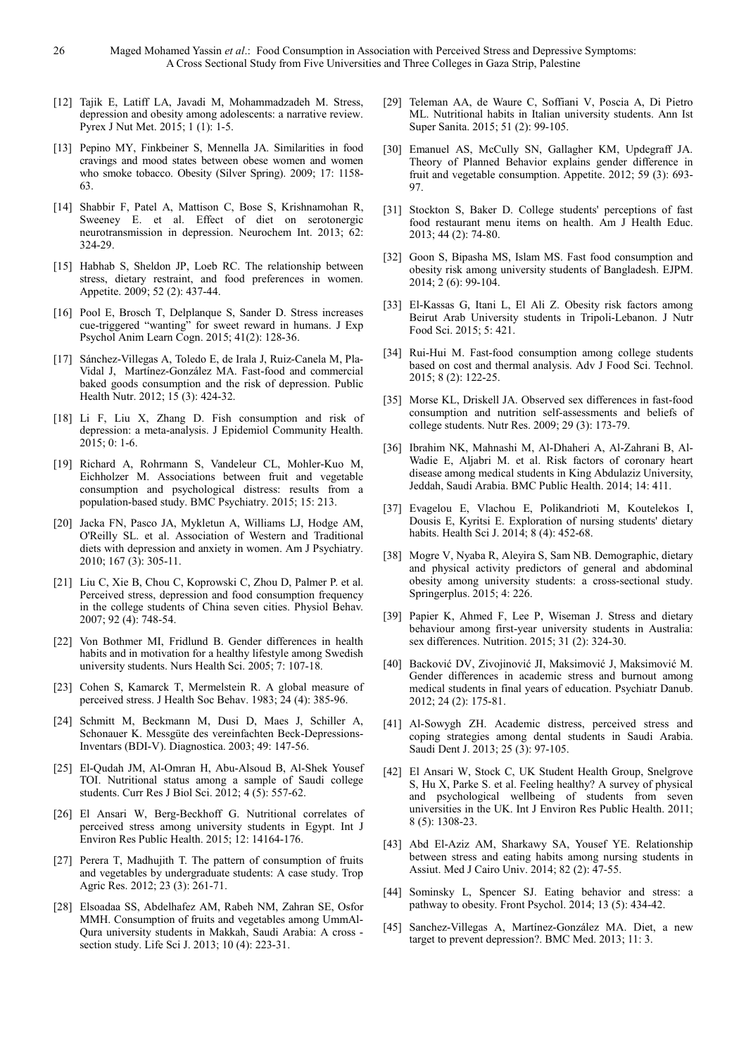[12] Tajik E, Latiff LA, Javadi M, Mohammadzadeh M. Stress, depression and obesity among adolescents: a narrative review. Pyrex J Nut Met. 2015; 1 (1): 1-5.

[13] Pepino MY, Finkbeiner S, Mennella JA. Similarities in food cravings and mood states between obese women and women who smoke tobacco. Obesity (Silver Spring). 2009; 17: 1158-63.

[14] Shabbir F, Patel A, Mattison C, Bose S, Krishnamohan R, Sweeney E. et al. Effect of diet on serotonergic neurotransmission in depression. Neurochem Int. 2013; 62: 324-29.

[15] Habhab S, Sheldon JP, Loeb RC. The relationship between stress, dietary restraint, and food preferences in women. Appetite. 2009; 52 (2): 437-44.

[16] Pool E, Brosch T, Delplanque S, Sander D. Stress increases cue-triggered "wanting" for sweet reward in humans. J Exp Psychol Anim Learn Cogn. 2015; 41(2): 128-36.

[17] Sánchez-Villegas A, Toledo E, de Irala J, Ruiz-Canela M, Pla-Vidal J, Martínez-González MA. Fast-food and commercial baked goods consumption and the risk of depression. Public Health Nutr. 2012; 15 (3): 424-32.

[18] Li F, Liu X, Zhang D. Fish consumption and risk of depression: a meta-analysis. J Epidemiol Community Health. 2015; 0: 1-6.

[19] Richard A, Rohrmann S, Vandeleur CL, Mohler-Kuo M, Eichholzer M. Associations between fruit and vegetable consumption and psychological distress: results from a population-based study. BMC Psychiatry. 2015; 15: 213.

[20] Jacka FN, Pasco JA, Mykletun A, Williams LJ, Hodge AM, O'Reilly SL. et al. Association of Western and Traditional diets with depression and anxiety in women. Am J Psychiatry. 2010; 167 (3): 305-11.

[21] Liu C, Xie B, Chou C, Koprowski C, Zhou D, Palmer P. et al. Perceived stress, depression and food consumption frequency in the college students of China seven cities. Physiol Behav. 2007; 92 (4): 748-54.

[22] Von Bothmer MI, Fridlund B. Gender differences in health habits and in motivation for a healthy lifestyle among Swedish university students. Nurs Health Sci. 2005; 7: 107-18.

[23] Cohen S, Kamarck T, Mermelstein R. A global measure of perceived stress. J Health Soc Behav. 1983; 24 (4): 385-96.

[24] Schmitt M, Beckmann M, Dusi D, Maes J, Schiller A, Schonauer K. Messgüte des vereinfachten Beck-Depressions-Inventars (BDI-V). Diagnostica. 2003; 49: 147-56.

[25] El-Qudah JM, Al-Omran H, Abu-Alsoud B, Al-Shek Yousef TOI. Nutritional status among a sample of Saudi college students. Curr Res J Biol Sci. 2012; 4 (5): 557-62.

[26] El Ansari W, Berg-Beckhoff G. Nutritional correlates of perceived stress among university students in Egypt. Int J Environ Res Public Health. 2015; 12: 14164-176.

[27] Perera T, Madhujith T. The pattern of consumption of fruits and vegetables by undergraduate students: A case study. Trop Agric Res. 2012; 23 (3): 261-71.

[28] Elsoadaa SS, Abdelhafez AM, Rabeh NM, Zahran SE, Osfor MMH. Consumption of fruits and vegetables among UmmAl-Qura university students in Makkah, Saudi Arabia: A cross - section study. Life Sci J. 2013; 10 (4): 223-31.

[29] Teleman AA, de Waure C, Soffiani V, Poscia A, Di Pietro ML. Nutritional habits in Italian university students. Ann Ist Super Sanita. 2015; 51 (2): 99-105.

[30] Emanuel AS, McCully SN, Gallagher KM, Updegraff JA. Theory of Planned Behavior explains gender difference in fruit and vegetable consumption. Appetite. 2012; 59 (3): 693-97.

[31] Stockton S, Baker D. College students' perceptions of fast food restaurant menu items on health. Am J Health Educ. 2013; 44 (2): 74-80.

[32] Goon S, Bipasha MS, Islam MS. Fast food consumption and obesity risk among university students of Bangladesh. EJPM. 2014; 2 (6): 99-104.

[33] El-Kassas G, Itani L, El Ali Z. Obesity risk factors among Beirut Arab University students in Tripoli-Lebanon. J Nutr Food Sci. 2015; 5: 421.

[34] Rui-Hui M. Fast-food consumption among college students based on cost and thermal analysis. Adv J Food Sci. Technol. 2015; 8 (2): 122-25.

[35] Morse KL, Driskell JA. Observed sex differences in fast-food consumption and nutrition self-assessments and beliefs of college students. Nutr Res. 2009; 29 (3): 173-79.

[36] Ibrahim NK, Mahnashi M, Al-Dhaheri A, Al-Zahrani B, Al-Wadie E, Aljabri M. et al. Risk factors of coronary heart disease among medical students in King Abdulaziz University, Jeddah, Saudi Arabia. BMC Public Health. 2014; 14: 411.

[37] Evagelou E, Vlachou E, Polikandrioti M, Koutelekos I, Dousis E, Kyritsi E. Exploration of nursing students' dietary habits. Health Sci J. 2014; 8 (4): 452-68.

[38] Mogre V, Nyaba R, Aleyira S, Sam NB. Demographic, dietary and physical activity predictors of general and abdominal obesity among university students: a cross-sectional study. Springerplus. 2015; 4: 226.

[39] Papier K, Ahmed F, Lee P, Wiseman J. Stress and dietary behaviour among first-year university students in Australia: sex differences. Nutrition. 2015; 31 (2): 324-30.

[40] Backović DV, Zivojinović JI, Maksimović J, Maksimović M. Gender differences in academic stress and burnout among medical students in final years of education. Psychiatr Danub. 2012; 24 (2): 175-81.

[41] Al-Sowygh ZH. Academic distress, perceived stress and coping strategies among dental students in Saudi Arabia. Saudi Dent J. 2013; 25 (3): 97-105.

[42] El Ansari W, Stock C, UK Student Health Group, Snelgrove S, Hu X, Parke S. et al. Feeling healthy? A survey of physical and psychological wellbeing of students from seven universities in the UK. Int J Environ Res Public Health. 2011; 8 (5): 1308-23.

[43] Abd El-Aziz AM, Sharkawy SA, Yousef YE. Relationship between stress and eating habits among nursing students in Assiut. Med J Cairo Univ. 2014; 82 (2): 47-55.

[44] Sominsky L, Spencer SJ. Eating behavior and stress: a pathway to obesity. Front Psychol. 2014; 13 (5): 434-42.

[45] Sanchez-Villegas A, Martínez-González MA. Diet, a new target to prevent depression?. BMC Med. 2013; 11: 3.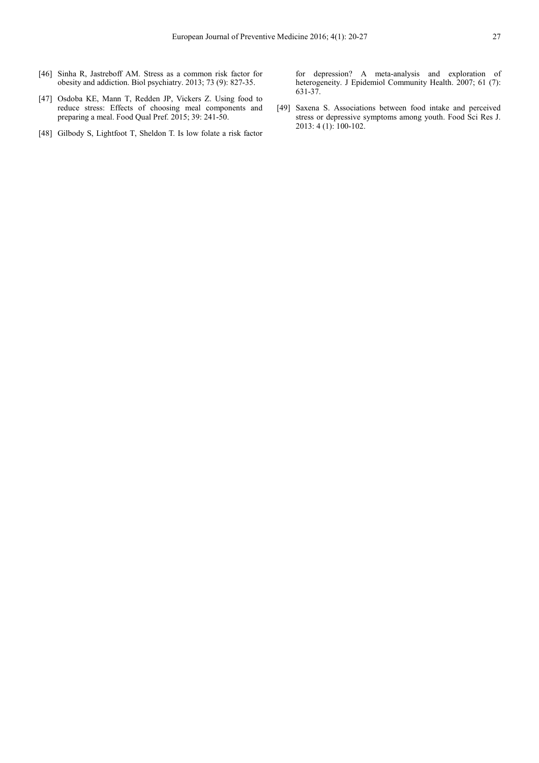[46] Sinha R, Jastreboff AM. Stress as a common risk factor for obesity and addiction. Biol psychiatry. 2013; 73 (9): 827-35.

[47] Osdoba KE, Mann T, Redden JP, Vickers Z. Using food to reduce stress: Effects of choosing meal components and preparing a meal. Food Qual Pref. 2015; 39: 241-50.

[48] Gilbody S, Lightfoot T, Sheldon T. Is low folate a risk factor for depression? A meta-analysis and exploration of heterogeneity. J Epidemiol Community Health. 2007; 61 (7): 631-37.

[49] Saxena S. Associations between food intake and perceived stress or depressive symptoms among youth. Food Sci Res J. 2013: 4 (1): 100-102.